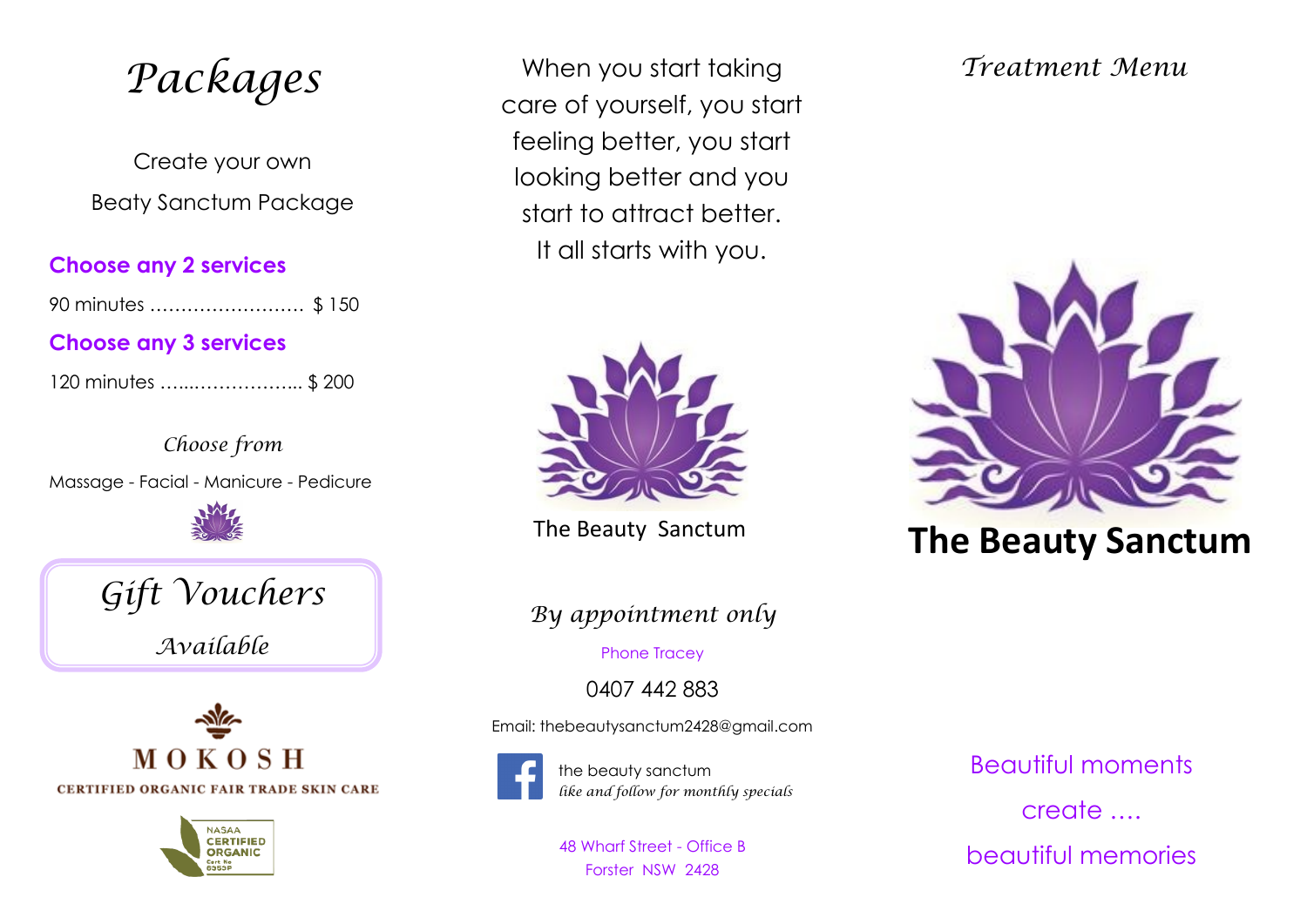# Packages

Create your own

Beaty Sanctum Package

**Choose any 2 services**

90 minutes ……………………. $ 150

**Choose any 3 services**

120 minutes …..……………... $ 200

*Choose from*

Massage - Facial - Manicure - Pedicure

## *Gift Vouchers*

*Available*

MOKOSH

CERTIFIED ORGANIC FAIR TRADE SKIN CARE

NASAA CERTIFIED ORGANIC Cert No 6959P

When you start taking care of yourself, you start feeling better, you start looking better and you start to attract better. It all starts with you.

The Beauty Sanctum

*By appointment only*

Phone Tracey

0407 442 883

Email: thebeautysanctum2428@gmail.com

the beauty sanctum
*like and follow for monthly specials*

48 Wharf Street - Office B
Forster NSW 2428

*Treatment Menu*

# The Beauty Sanctum

Beautiful moments

create ….

beautiful memories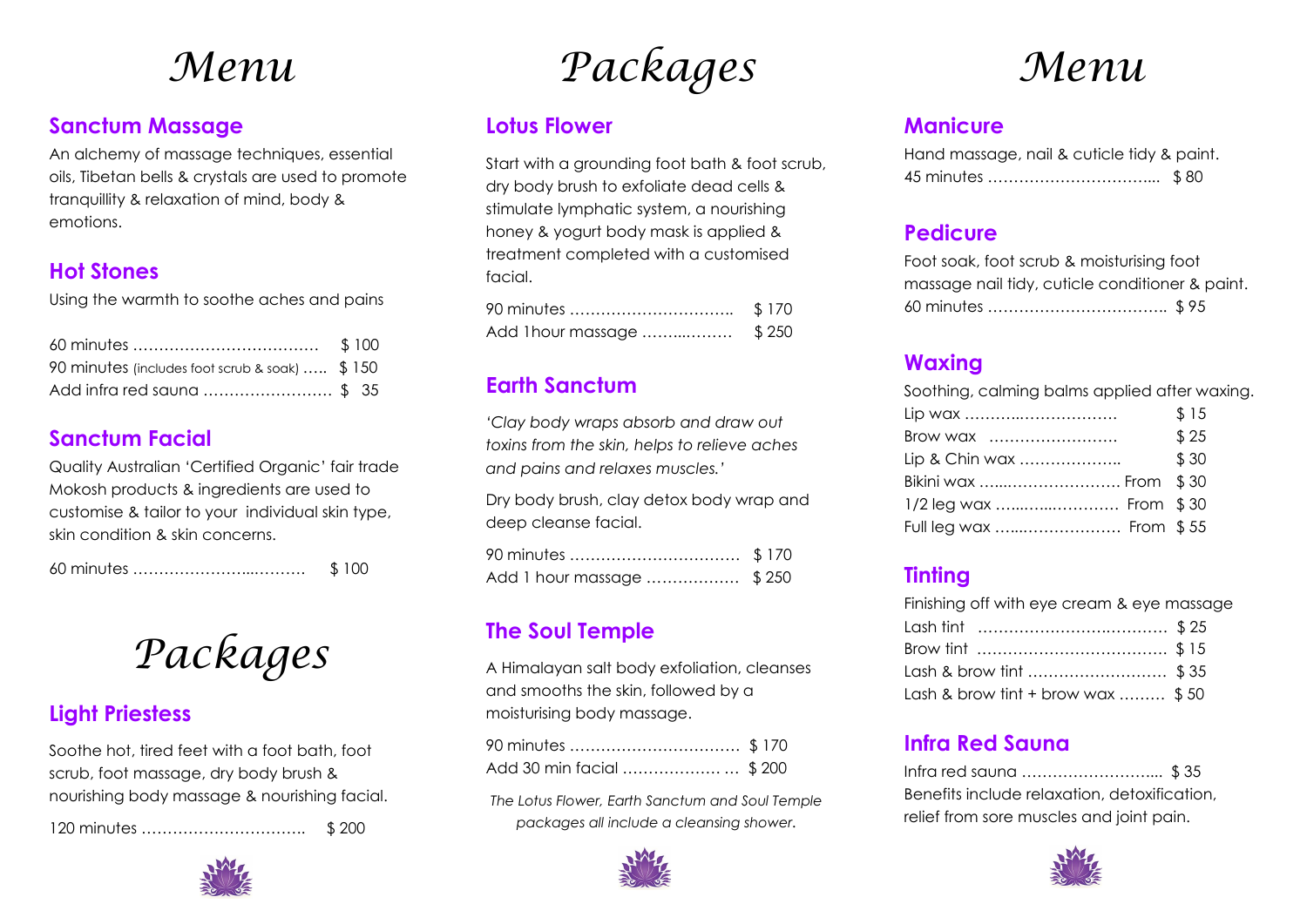# Menu

## Sanctum Massage

An alchemy of massage techniques, essential oils, Tibetan bells & crystals are used to promote tranquillity & relaxation of mind, body & emotions.

## Hot Stones

Using the warmth to soothe aches and pains

60 minutes ……………………………… $ 100
90 minutes (includes foot scrub & soak) ….. $ 150
Add infra red sauna …………………… $ 35

## Sanctum Facial

Quality Australian 'Certified Organic' fair trade Mokosh products & ingredients are used to customise & tailor to your individual skin type, skin condition & skin concerns.

60 minutes …………………..……… $ 100

# Packages

## Light Priestess

Soothe hot, tired feet with a foot bath, foot scrub, foot massage, dry body brush & nourishing body massage & nourishing facial.

120 minutes ………………………….. $ 200

# Packages

## Lotus Flower

Start with a grounding foot bath & foot scrub, dry body brush to exfoliate dead cells & stimulate lymphatic system, a nourishing honey & yogurt body mask is applied & treatment completed with a customised facial.

90 minutes ………………………….. $ 170
Add 1hour massage ……..……… $ 250

## Earth Sanctum

*'Clay body wraps absorb and draw out toxins from the skin, helps to relieve aches and pains and relaxes muscles.'*

Dry body brush, clay detox body wrap and deep cleanse facial.

90 minutes …………………………… $ 170
Add 1 hour massage ……………… $ 250

## The Soul Temple

A Himalayan salt body exfoliation, cleanses and smooths the skin, followed by a moisturising body massage.

90 minutes …………………………… $ 170
Add 30 min facial ………………. … $ 200

*The Lotus Flower, Earth Sanctum and Soul Temple packages all include a cleansing shower.*

# Menu

## Manicure

Hand massage, nail & cuticle tidy & paint.
45 minutes …………………………... $ 80

## Pedicure

Foot soak, foot scrub & moisturising foot massage nail tidy, cuticle conditioner & paint.
60 minutes …………………………….. $ 95

## Waxing

Soothing, calming balms applied after waxing.

Lip wax ………..……………… $ 15
Brow wax ……………………. $ 25
Lip & Chin wax ……………….. $ 30
Bikini wax …..…………………. From $ 30
1/2 leg wax …..…..………… From $ 30
Full leg wax …..……………… From $ 55

## Tinting

Finishing off with eye cream & eye massage

Lash tint ……………………..……… $ 25
Brow tint ……………………………… $ 15
Lash & brow tint ……………………… $ 35
Lash & brow tint + brow wax ……… $ 50

## Infra Red Sauna

Infra red sauna ……………………... $ 35
Benefits include relaxation, detoxification, relief from sore muscles and joint pain.